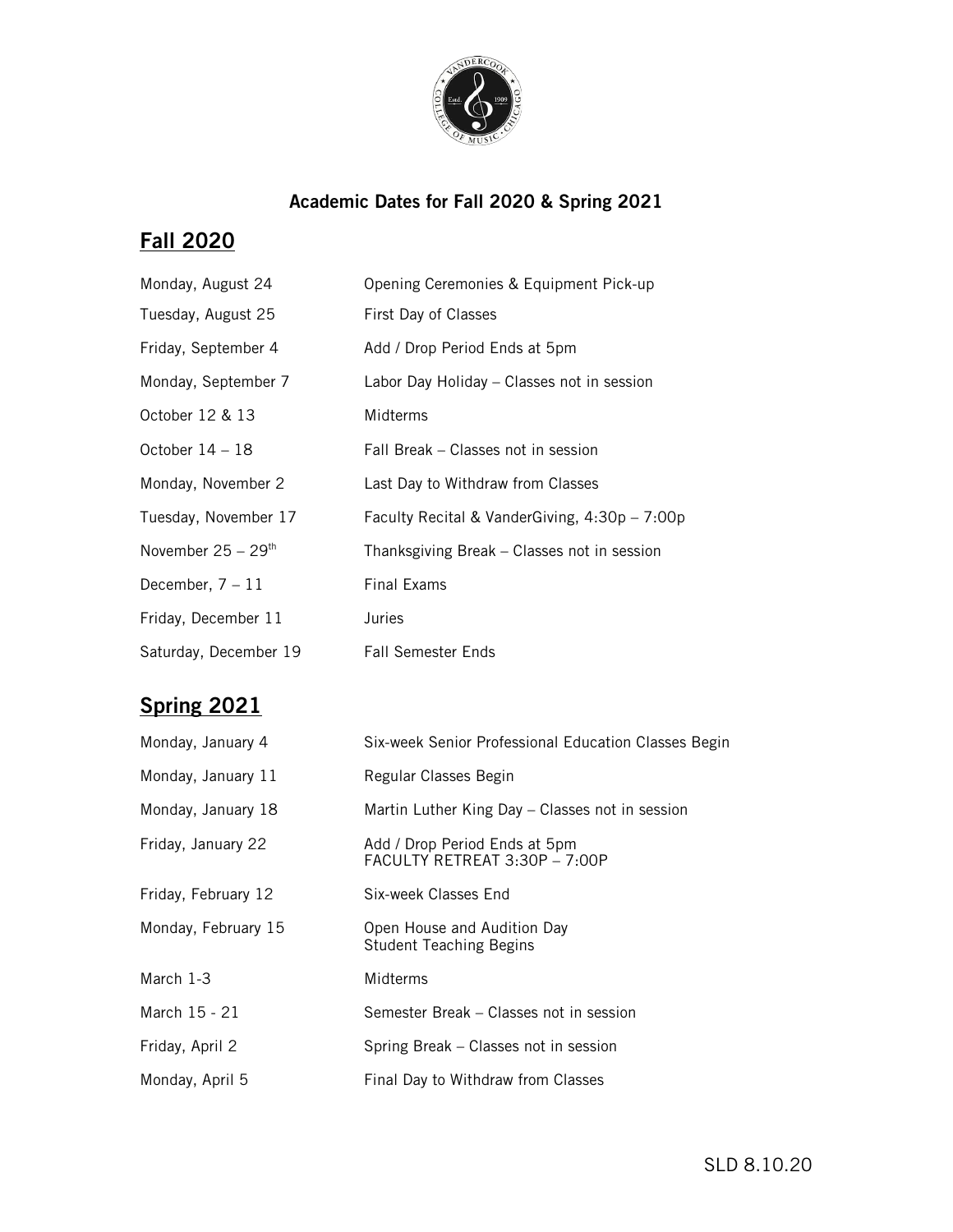## Academic Dates for Fall 2020 & Spring 2021

## Fall 2020

| | |
|---|---|
| Monday, August 24 | Opening Ceremonies & Equipment Pick-up |
| Tuesday, August 25 | First Day of Classes |
| Friday, September 4 | Add / Drop Period Ends at 5pm |
| Monday, September 7 | Labor Day Holiday – Classes not in session |
| October 12 & 13 | Midterms |
| October 14 – 18 | Fall Break – Classes not in session |
| Monday, November 2 | Last Day to Withdraw from Classes |
| Tuesday, November 17 | Faculty Recital & VanderGiving, 4:30p – 7:00p |
| November 25 – 29th | Thanksgiving Break – Classes not in session |
| December, 7 – 11 | Final Exams |
| Friday, December 11 | Juries |
| Saturday, December 19 | Fall Semester Ends |

## Spring 2021

| | |
|---|---|
| Monday, January 4 | Six-week Senior Professional Education Classes Begin |
| Monday, January 11 | Regular Classes Begin |
| Monday, January 18 | Martin Luther King Day – Classes not in session |
| Friday, January 22 | Add / Drop Period Ends at 5pm<br>FACULTY RETREAT 3:30P – 7:00P |
| Friday, February 12 | Six-week Classes End |
| Monday, February 15 | Open House and Audition Day<br>Student Teaching Begins |
| March 1-3 | Midterms |
| March 15 - 21 | Semester Break – Classes not in session |
| Friday, April 2 | Spring Break – Classes not in session |
| Monday, April 5 | Final Day to Withdraw from Classes |

SLD 8.10.20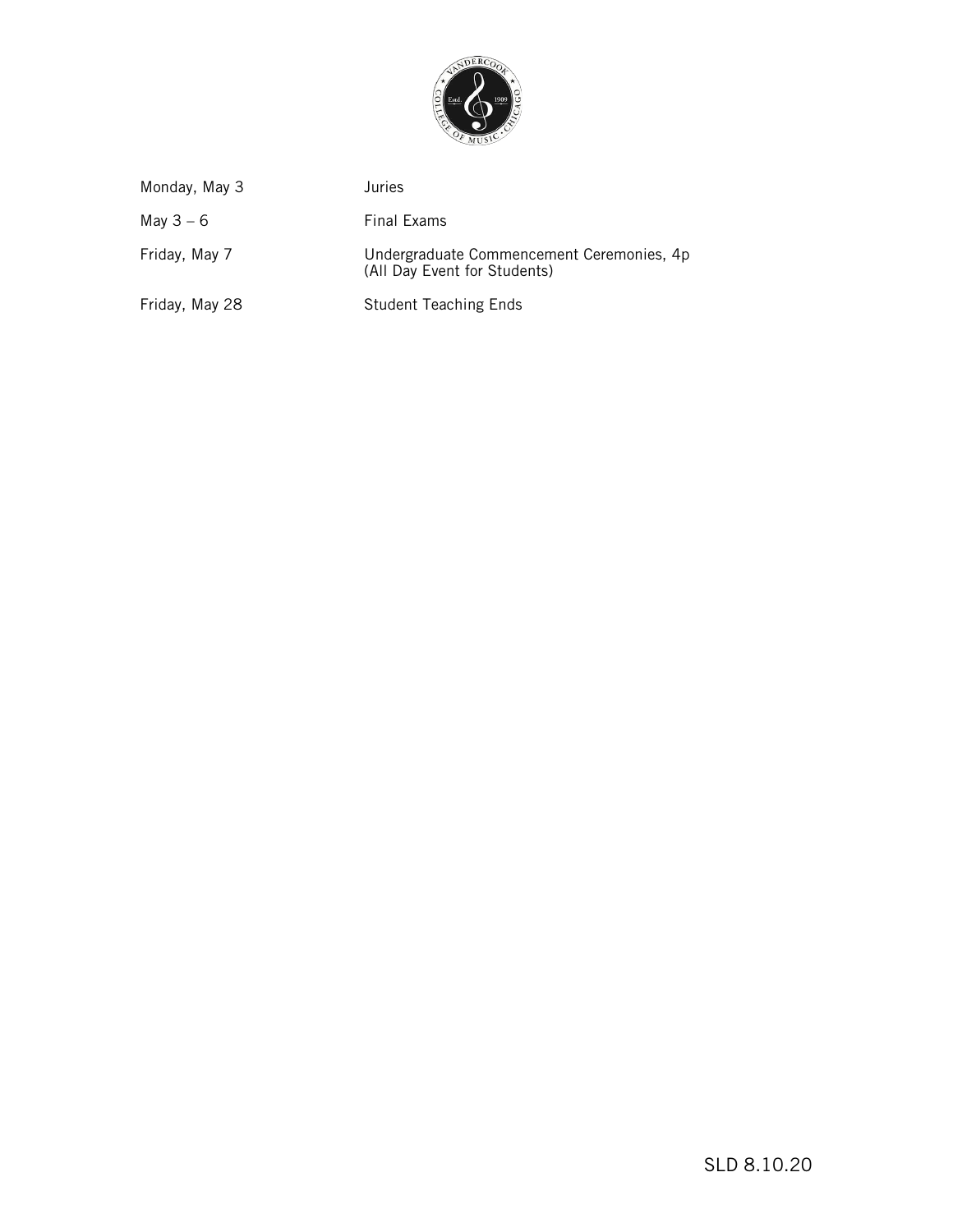| | |
|---|---|
| Monday, May 3 | Juries |
| May 3 – 6 | Final Exams |
| Friday, May 7 | Undergraduate Commencement Ceremonies, 4p (All Day Event for Students) |
| Friday, May 28 | Student Teaching Ends |

SLD 8.10.20